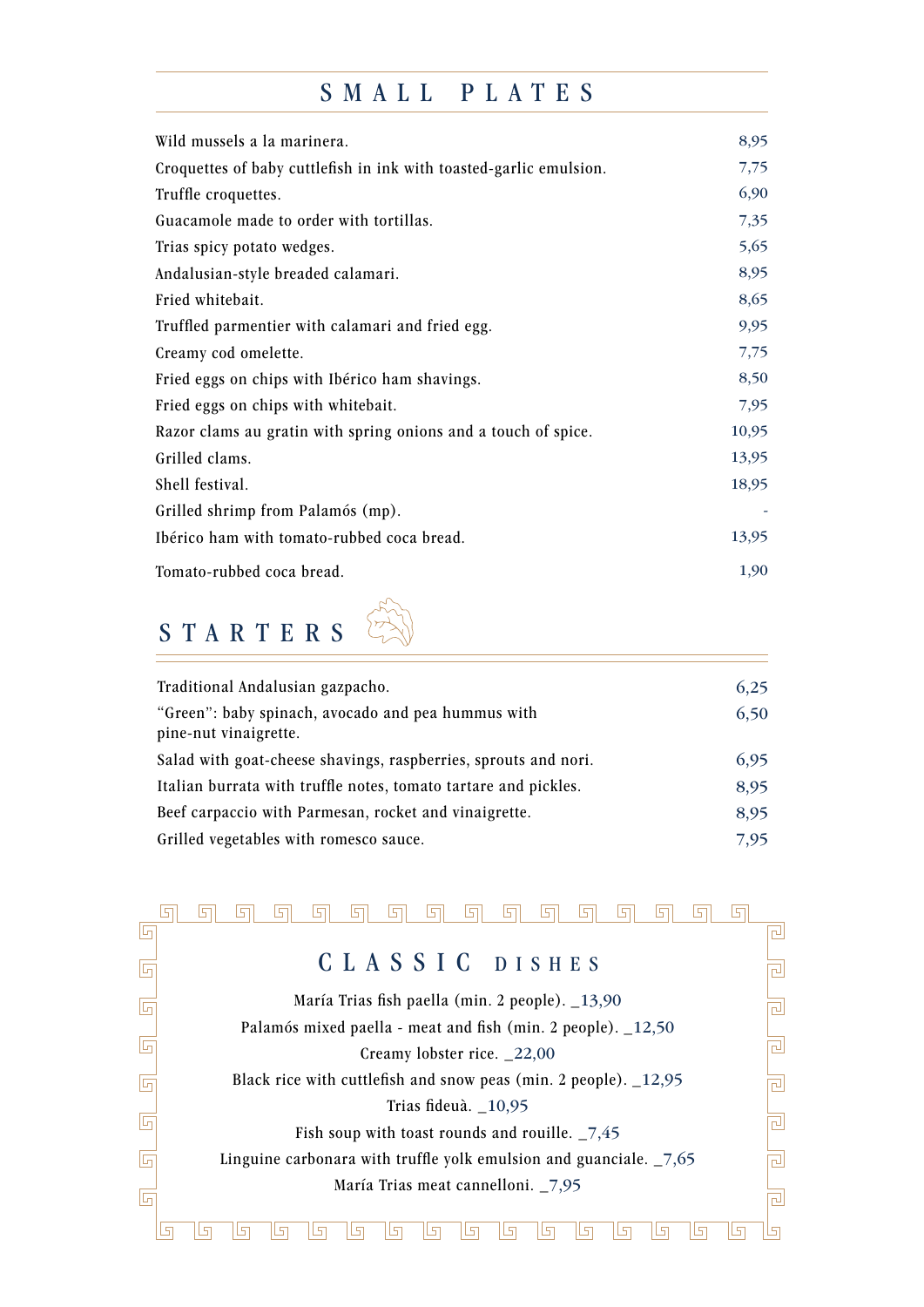## SMALL PLATES

| | |
|---|---|
| Wild mussels a la marinera. | 8,95 |
| Croquettes of baby cuttlefish in ink with toasted-garlic emulsion. | 7,75 |
| Truffle croquettes. | 6,90 |
| Guacamole made to order with tortillas. | 7,35 |
| Trias spicy potato wedges. | 5,65 |
| Andalusian-style breaded calamari. | 8,95 |
| Fried whitebait. | 8,65 |
| Truffled parmentier with calamari and fried egg. | 9,95 |
| Creamy cod omelette. | 7,75 |
| Fried eggs on chips with Ibérico ham shavings. | 8,50 |
| Fried eggs on chips with whitebait. | 7,95 |
| Razor clams au gratin with spring onions and a touch of spice. | 10,95 |
| Grilled clams. | 13,95 |
| Shell festival. | 18,95 |
| Grilled shrimp from Palamós (mp). | - |
| Ibérico ham with tomato-rubbed coca bread. | 13,95 |
| Tomato-rubbed coca bread. | 1,90 |

## STARTERS

| | |
|---|---|
| Traditional Andalusian gazpacho. | 6,25 |
| "Green": baby spinach, avocado and pea hummus with pine-nut vinaigrette. | 6,50 |
| Salad with goat-cheese shavings, raspberries, sprouts and nori. | 6,95 |
| Italian burrata with truffle notes, tomato tartare and pickles. | 8,95 |
| Beef carpaccio with Parmesan, rocket and vinaigrette. | 8,95 |
| Grilled vegetables with romesco sauce. | 7,95 |

## CLASSIC DISHES

María Trias fish paella (min. 2 people). _13,90

Palamós mixed paella - meat and fish (min. 2 people). _12,50

Creamy lobster rice. _22,00

Black rice with cuttlefish and snow peas (min. 2 people). _12,95

Trias fideuà. _10,95

Fish soup with toast rounds and rouille. _7,45

Linguine carbonara with truffle yolk emulsion and guanciale. _7,65

María Trias meat cannelloni. _7,95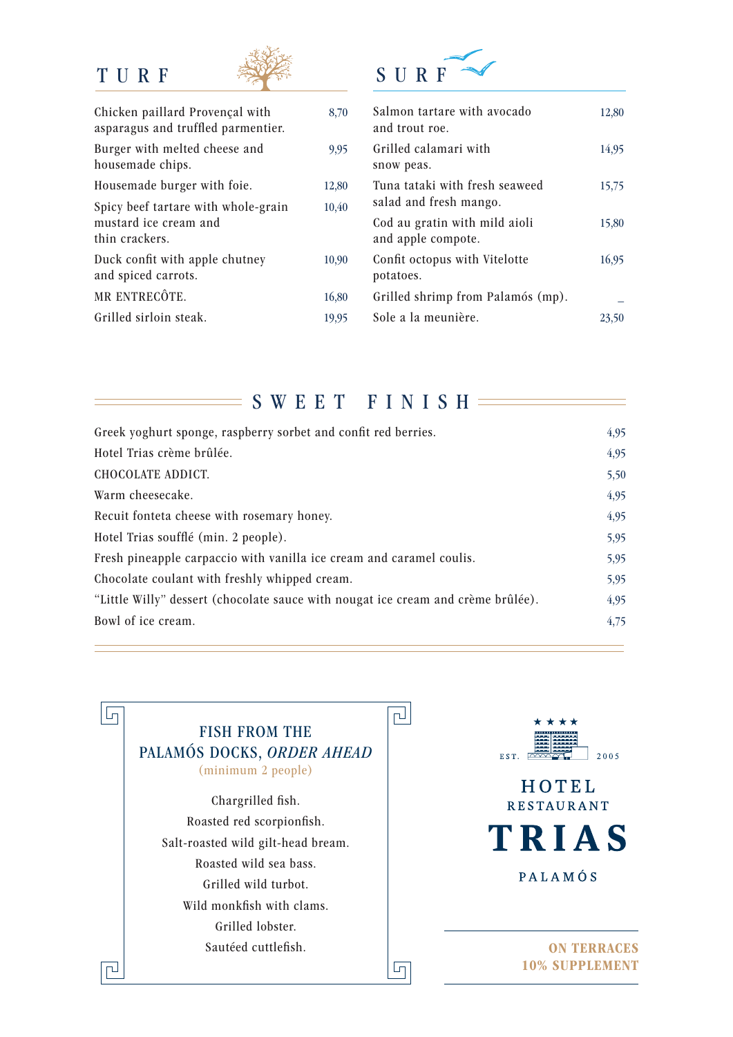## TURF

| | |
|---|---|
| Chicken paillard Provençal with asparagus and truffled parmentier. | 8,70 |
| Burger with melted cheese and housemade chips. | 9,95 |
| Housemade burger with foie. | 12,80 |
| Spicy beef tartare with whole-grain mustard ice cream and thin crackers. | 10,40 |
| Duck confit with apple chutney and spiced carrots. | 10,90 |
| MR ENTRECÔTE. | 16,80 |
| Grilled sirloin steak. | 19,95 |

## SURF

| | |
|---|---|
| Salmon tartare with avocado and trout roe. | 12,80 |
| Grilled calamari with snow peas. | 14,95 |
| Tuna tataki with fresh seaweed salad and fresh mango. | 15,75 |
| Cod au gratin with mild aioli and apple compote. | 15,80 |
| Confit octopus with Vitelotte potatoes. | 16,95 |
| Grilled shrimp from Palamós (mp). | – |
| Sole a la meunière. | 23,50 |

## SWEET FINISH

| | |
|---|---|
| Greek yoghurt sponge, raspberry sorbet and confit red berries. | 4,95 |
| Hotel Trias crème brûlée. | 4,95 |
| CHOCOLATE ADDICT. | 5,50 |
| Warm cheesecake. | 4,95 |
| Recuit fonteta cheese with rosemary honey. | 4,95 |
| Hotel Trias soufflé (min. 2 people). | 5,95 |
| Fresh pineapple carpaccio with vanilla ice cream and caramel coulis. | 5,95 |
| Chocolate coulant with freshly whipped cream. | 5,95 |
| "Little Willy" dessert (chocolate sauce with nougat ice cream and crème brûlée). | 4,95 |
| Bowl of ice cream. | 4,75 |

## FISH FROM THE PALAMÓS DOCKS, *ORDER AHEAD*

(minimum 2 people)

Chargrilled fish.
Roasted red scorpionfish.
Salt-roasted wild gilt-head bream.
Roasted wild sea bass.
Grilled wild turbot.
Wild monkfish with clams.
Grilled lobster.
Sautéed cuttlefish.

★★★★
EST. 2005

HOTEL RESTAURANT
# TRIAS
PALAMÓS

**ON TERRACES 10% SUPPLEMENT**